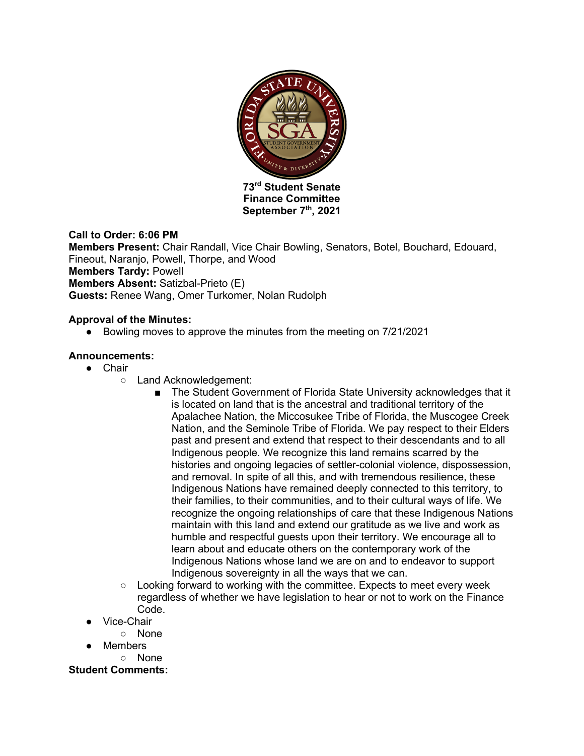**73rd Student Senate**
**Finance Committee**
**September 7th, 2021**

**Call to Order: 6:06 PM**
**Members Present:** Chair Randall, Vice Chair Bowling, Senators, Botel, Bouchard, Edouard, Fineout, Naranjo, Powell, Thorpe, and Wood
**Members Tardy:** Powell
**Members Absent:** Satizbal-Prieto (E)
**Guests:** Renee Wang, Omer Turkomer, Nolan Rudolph

**Approval of the Minutes:**

- Bowling moves to approve the minutes from the meeting on 7/21/2021

**Announcements:**

- Chair
  - Land Acknowledgement:
    - The Student Government of Florida State University acknowledges that it is located on land that is the ancestral and traditional territory of the Apalachee Nation, the Miccosukee Tribe of Florida, the Muscogee Creek Nation, and the Seminole Tribe of Florida. We pay respect to their Elders past and present and extend that respect to their descendants and to all Indigenous people. We recognize this land remains scarred by the histories and ongoing legacies of settler-colonial violence, dispossession, and removal. In spite of all this, and with tremendous resilience, these Indigenous Nations have remained deeply connected to this territory, to their families, to their communities, and to their cultural ways of life. We recognize the ongoing relationships of care that these Indigenous Nations maintain with this land and extend our gratitude as we live and work as humble and respectful guests upon their territory. We encourage all to learn about and educate others on the contemporary work of the Indigenous Nations whose land we are on and to endeavor to support Indigenous sovereignty in all the ways that we can.
  - Looking forward to working with the committee. Expects to meet every week regardless of whether we have legislation to hear or not to work on the Finance Code.
- Vice-Chair
  - None
- Members
  - None

**Student Comments:**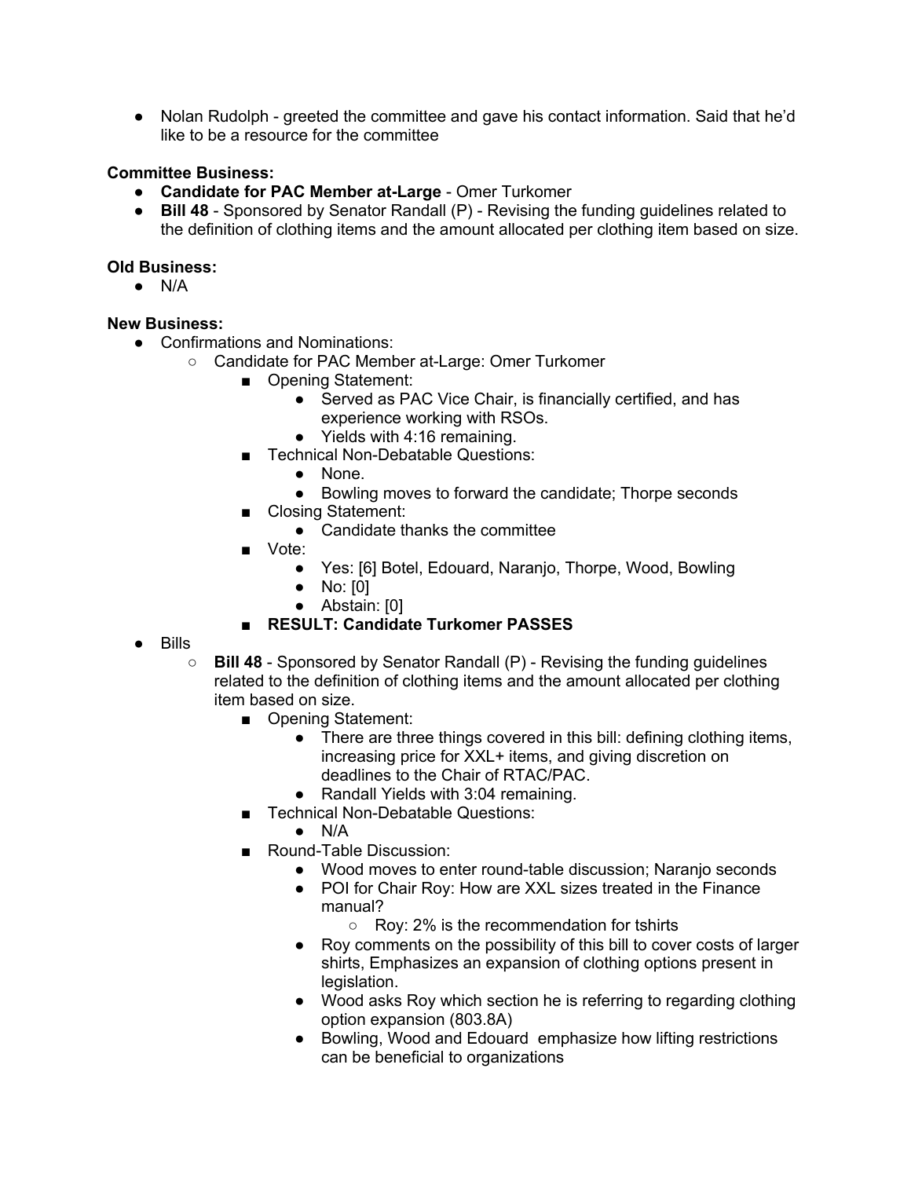- Nolan Rudolph - greeted the committee and gave his contact information. Said that he'd like to be a resource for the committee

**Committee Business:**

- **Candidate for PAC Member at-Large** - Omer Turkomer
- **Bill 48** - Sponsored by Senator Randall (P) - Revising the funding guidelines related to the definition of clothing items and the amount allocated per clothing item based on size.

**Old Business:**

- N/A

**New Business:**

- Confirmations and Nominations:
  - Candidate for PAC Member at-Large: Omer Turkomer
    - Opening Statement:
      - Served as PAC Vice Chair, is financially certified, and has experience working with RSOs.
      - Yields with 4:16 remaining.
    - Technical Non-Debatable Questions:
      - None.
      - Bowling moves to forward the candidate; Thorpe seconds
    - Closing Statement:
      - Candidate thanks the committee
    - Vote:
      - Yes: [6] Botel, Edouard, Naranjo, Thorpe, Wood, Bowling
      - No: [0]
      - Abstain: [0]
    - **RESULT: Candidate Turkomer PASSES**
- Bills
  - **Bill 48** - Sponsored by Senator Randall (P) - Revising the funding guidelines related to the definition of clothing items and the amount allocated per clothing item based on size.
    - Opening Statement:
      - There are three things covered in this bill: defining clothing items, increasing price for XXL+ items, and giving discretion on deadlines to the Chair of RTAC/PAC.
      - Randall Yields with 3:04 remaining.
    - Technical Non-Debatable Questions:
      - N/A
    - Round-Table Discussion:
      - Wood moves to enter round-table discussion; Naranjo seconds
      - POI for Chair Roy: How are XXL sizes treated in the Finance manual?
        - Roy: 2% is the recommendation for tshirts
      - Roy comments on the possibility of this bill to cover costs of larger shirts, Emphasizes an expansion of clothing options present in legislation.
      - Wood asks Roy which section he is referring to regarding clothing option expansion (803.8A)
      - Bowling, Wood and Edouard emphasize how lifting restrictions can be beneficial to organizations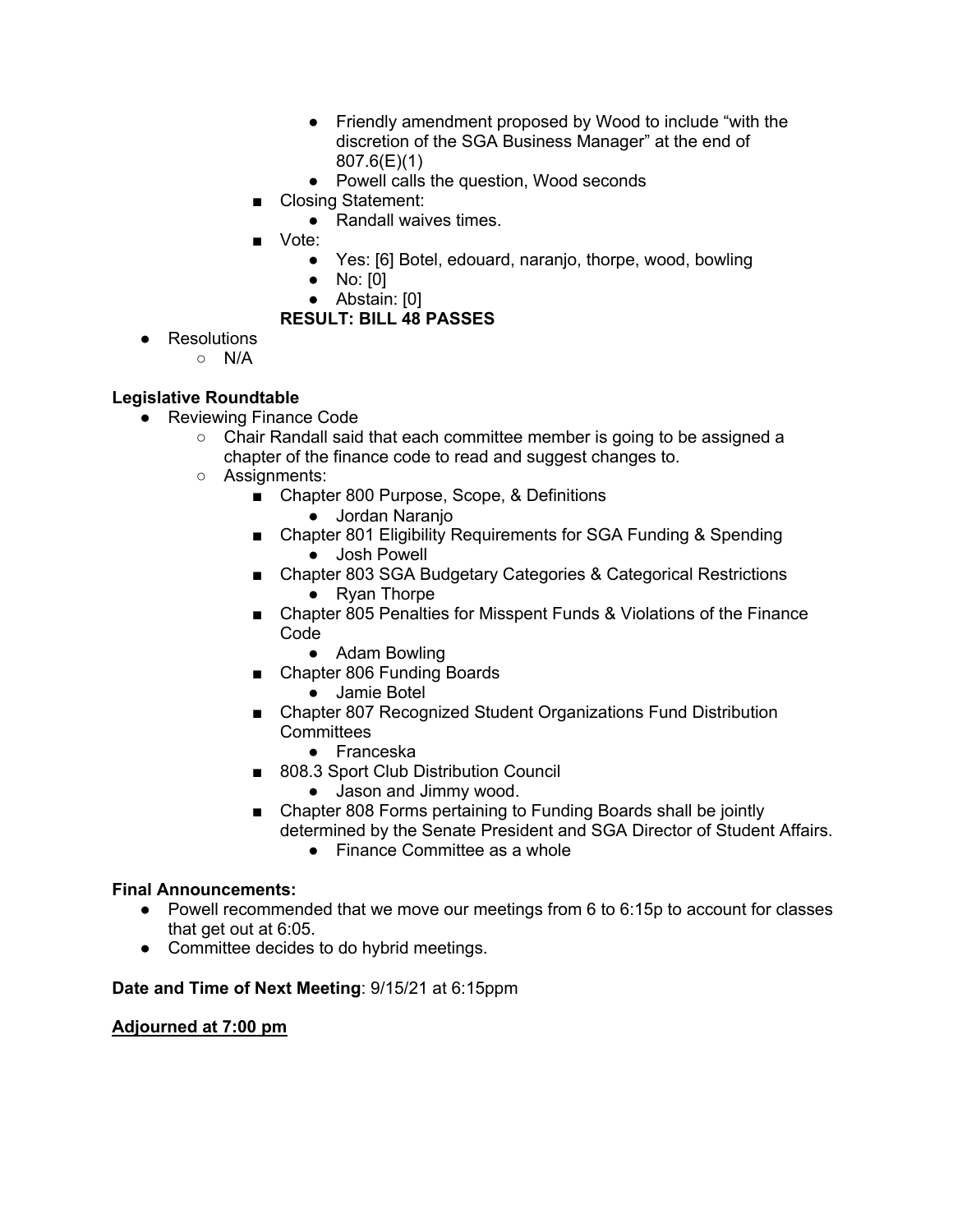- Friendly amendment proposed by Wood to include "with the discretion of the SGA Business Manager" at the end of 807.6(E)(1)
            - Powell calls the question, Wood seconds
        - Closing Statement:
            - Randall waives times.
        - Vote:
            - Yes: [6] Botel, edouard, naranjo, thorpe, wood, bowling
            - No: [0]
            - Abstain: [0]

        **RESULT: BILL 48 PASSES**

- Resolutions
    - N/A

**Legislative Roundtable**

- Reviewing Finance Code
    - Chair Randall said that each committee member is going to be assigned a chapter of the finance code to read and suggest changes to.
    - Assignments:
        - Chapter 800 Purpose, Scope, & Definitions
            - Jordan Naranjo
        - Chapter 801 Eligibility Requirements for SGA Funding & Spending
            - Josh Powell
        - Chapter 803 SGA Budgetary Categories & Categorical Restrictions
            - Ryan Thorpe
        - Chapter 805 Penalties for Misspent Funds & Violations of the Finance Code
            - Adam Bowling
        - Chapter 806 Funding Boards
            - Jamie Botel
        - Chapter 807 Recognized Student Organizations Fund Distribution Committees
            - Franceska
        - 808.3 Sport Club Distribution Council
            - Jason and Jimmy wood.
        - Chapter 808 Forms pertaining to Funding Boards shall be jointly determined by the Senate President and SGA Director of Student Affairs.
            - Finance Committee as a whole

**Final Announcements:**

- Powell recommended that we move our meetings from 6 to 6:15p to account for classes that get out at 6:05.
- Committee decides to do hybrid meetings.

**Date and Time of Next Meeting**: 9/15/21 at 6:15ppm

**Adjourned at 7:00 pm**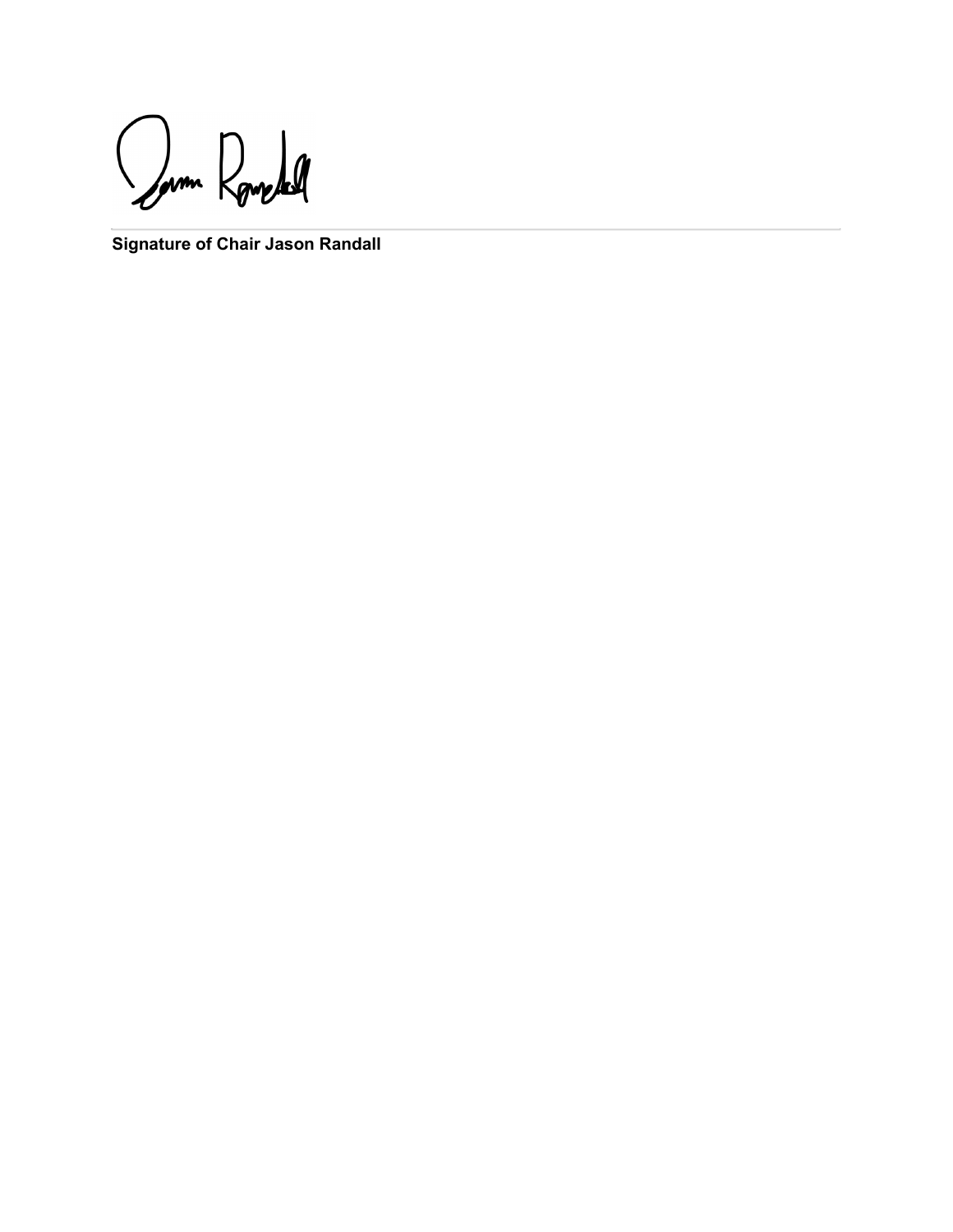**Signature of Chair Jason Randall**